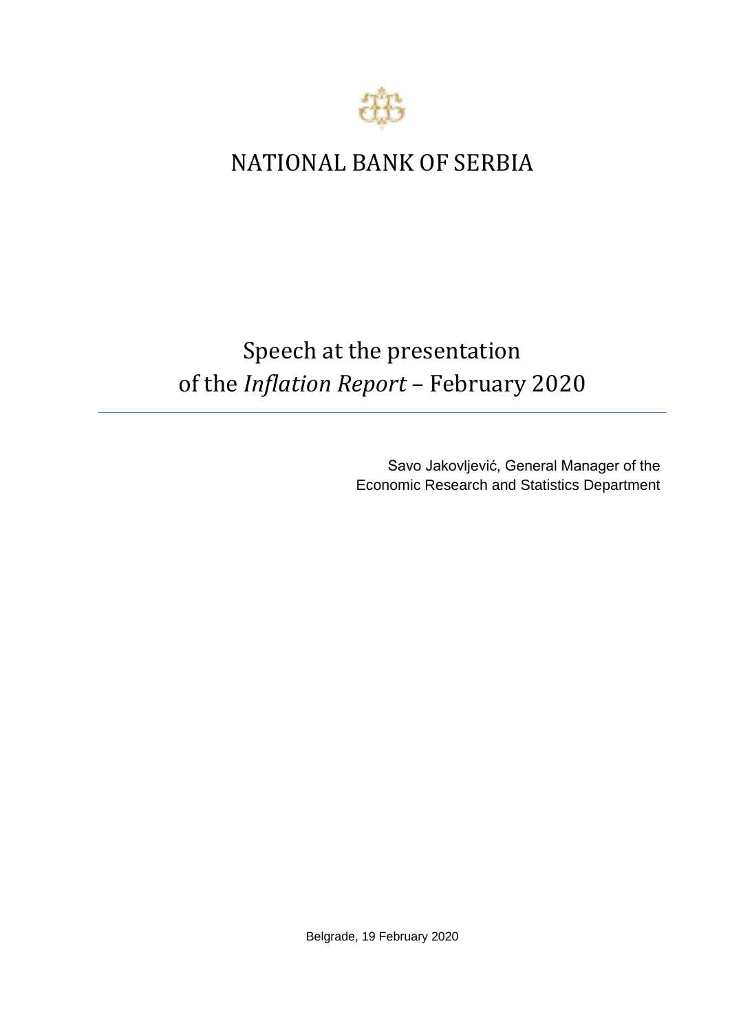# NATIONAL BANK OF SERBIA

## Speech at the presentation of the *Inflation Report* – February 2020

Savo Jakovljević, General Manager of the Economic Research and Statistics Department

Belgrade, 19 February 2020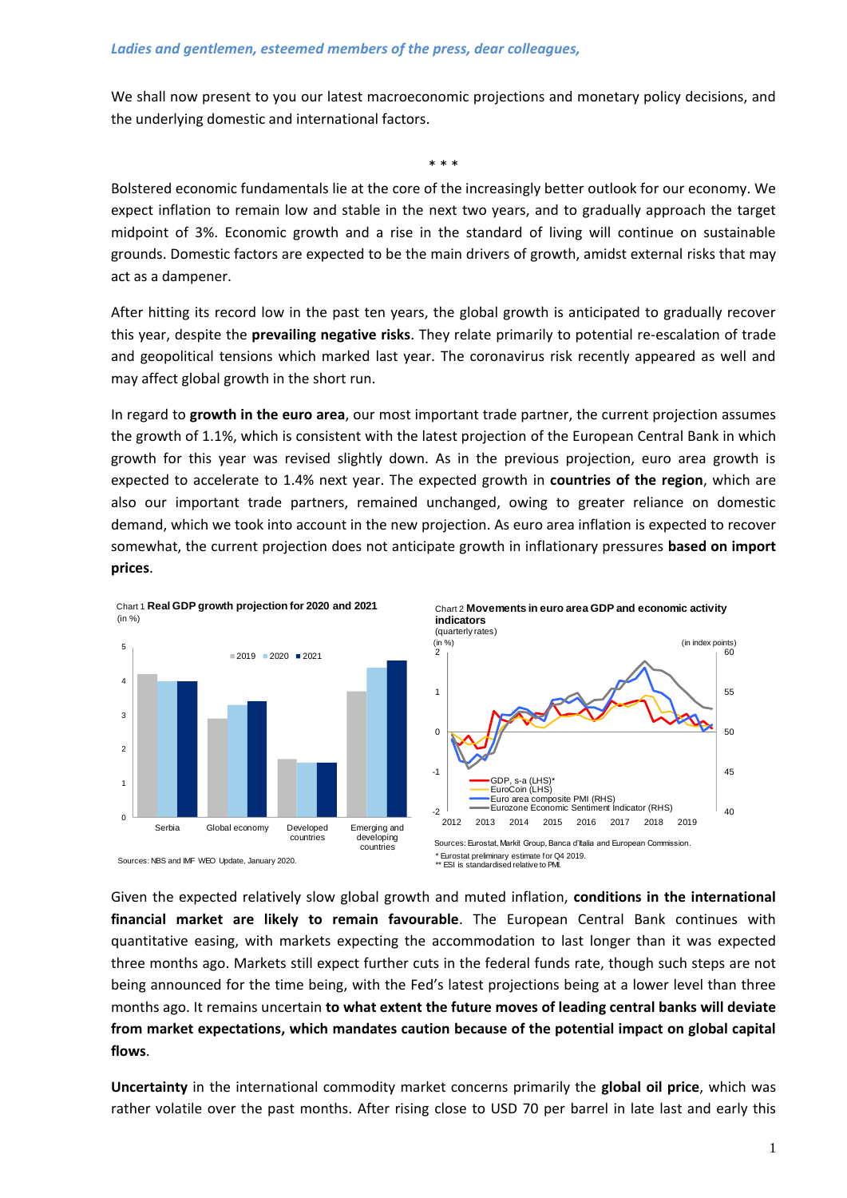*Ladies and gentlemen, esteemed members of the press, dear colleagues,*

We shall now present to you our latest macroeconomic projections and monetary policy decisions, and the underlying domestic and international factors.

\* \* \*

Bolstered economic fundamentals lie at the core of the increasingly better outlook for our economy. We expect inflation to remain low and stable in the next two years, and to gradually approach the target midpoint of 3%. Economic growth and a rise in the standard of living will continue on sustainable grounds. Domestic factors are expected to be the main drivers of growth, amidst external risks that may act as a dampener.

After hitting its record low in the past ten years, the global growth is anticipated to gradually recover this year, despite the **prevailing negative risks**. They relate primarily to potential re-escalation of trade and geopolitical tensions which marked last year. The coronavirus risk recently appeared as well and may affect global growth in the short run.

In regard to **growth in the euro area**, our most important trade partner, the current projection assumes the growth of 1.1%, which is consistent with the latest projection of the European Central Bank in which growth for this year was revised slightly down. As in the previous projection, euro area growth is expected to accelerate to 1.4% next year. The expected growth in **countries of the region**, which are also our important trade partners, remained unchanged, owing to greater reliance on domestic demand, which we took into account in the new projection. As euro area inflation is expected to recover somewhat, the current projection does not anticipate growth in inflationary pressures **based on import prices**.

Chart 1 **Real GDP growth projection for 2020 and 2021**
(in %)

Sources: NBS and IMF WEO Update, January 2020.

Chart 2 **Movements in euro area GDP and economic activity indicators**
(quarterly rates)

Sources: Eurostat, Markit Group, Banca d'Italia and European Commission.
\* Eurostat preliminary estimate for Q4 2019.
\*\* ESI is standardised relative to PMI.

Given the expected relatively slow global growth and muted inflation, **conditions in the international financial market are likely to remain favourable**. The European Central Bank continues with quantitative easing, with markets expecting the accommodation to last longer than it was expected three months ago. Markets still expect further cuts in the federal funds rate, though such steps are not being announced for the time being, with the Fed's latest projections being at a lower level than three months ago. It remains uncertain **to what extent the future moves of leading central banks will deviate from market expectations, which mandates caution because of the potential impact on global capital flows**.

**Uncertainty** in the international commodity market concerns primarily the **global oil price**, which was rather volatile over the past months. After rising close to USD 70 per barrel in late last and early this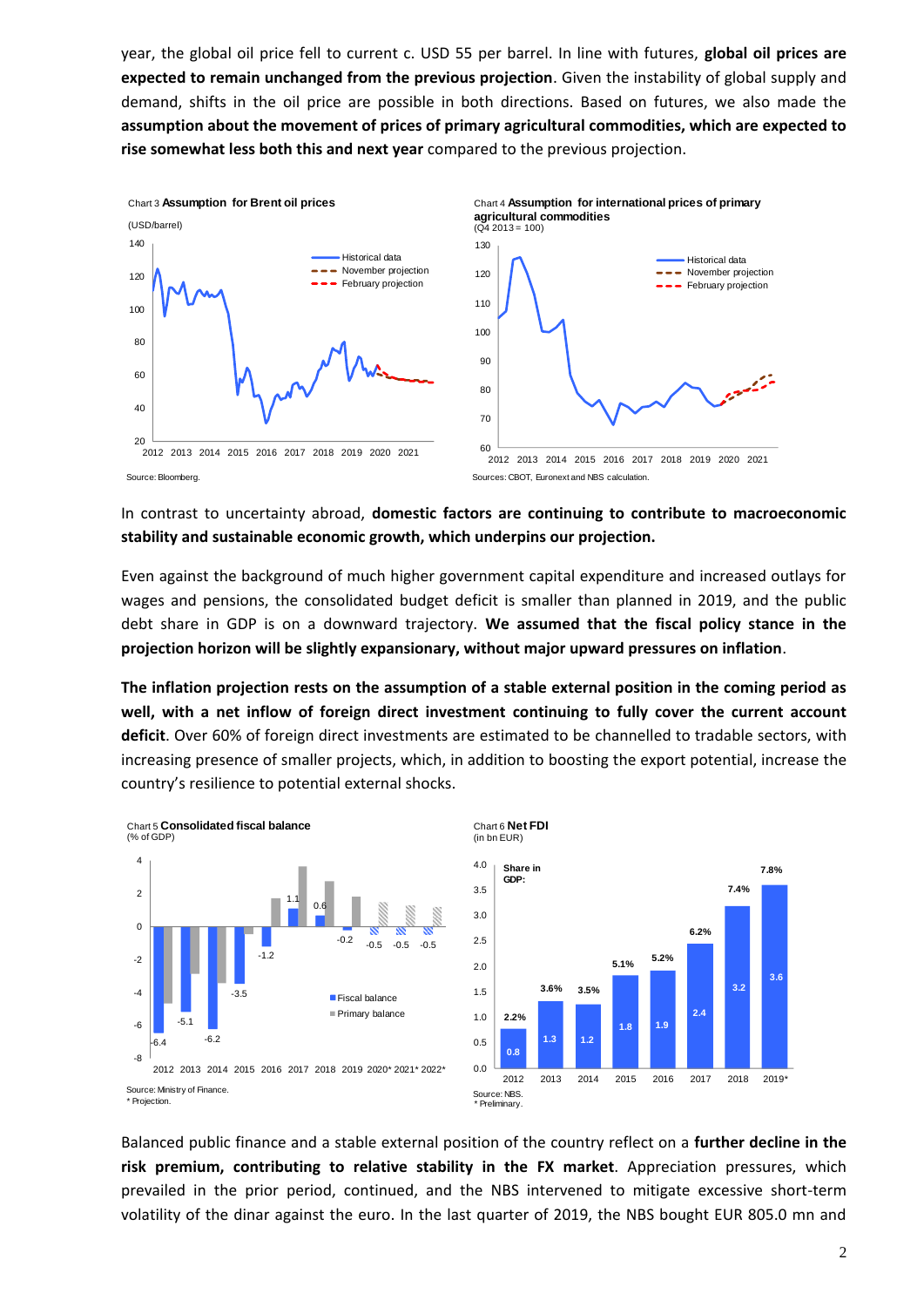year, the global oil price fell to current c. USD 55 per barrel. In line with futures, **global oil prices are expected to remain unchanged from the previous projection**. Given the instability of global supply and demand, shifts in the oil price are possible in both directions. Based on futures, we also made the **assumption about the movement of prices of primary agricultural commodities, which are expected to rise somewhat less both this and next year** compared to the previous projection.

Chart 3 **Assumption for Brent oil prices**
(USD/barrel)

Source: Bloomberg.

Chart 4 **Assumption for international prices of primary agricultural commodities**
(Q4 2013 = 100)

Sources: CBOT, Euronext and NBS calculation.

In contrast to uncertainty abroad, **domestic factors are continuing to contribute to macroeconomic stability and sustainable economic growth, which underpins our projection.**

Even against the background of much higher government capital expenditure and increased outlays for wages and pensions, the consolidated budget deficit is smaller than planned in 2019, and the public debt share in GDP is on a downward trajectory. **We assumed that the fiscal policy stance in the projection horizon will be slightly expansionary, without major upward pressures on inflation**.

**The inflation projection rests on the assumption of a stable external position in the coming period as well, with a net inflow of foreign direct investment continuing to fully cover the current account deficit**. Over 60% of foreign direct investments are estimated to be channelled to tradable sectors, with increasing presence of smaller projects, which, in addition to boosting the export potential, increase the country's resilience to potential external shocks.

Chart 5 **Consolidated fiscal balance**
(% of GDP)

| | 2012 | 2013 | 2014 | 2015 | 2016 | 2017 | 2018 | 2019 | 2020* | 2021* | 2022* |
|---|---|---|---|---|---|---|---|---|---|---|---|
| Fiscal balance | -6.4 | -5.1 | -6.2 | -3.5 | -1.2 | 1.1 | 0.6 | -0.2 | -0.5 | -0.5 | -0.5 |

Source: Ministry of Finance.
\* Projection.

Chart 6 **Net FDI**
(in bn EUR)

| | 2012 | 2013 | 2014 | 2015 | 2016 | 2017 | 2018 | 2019* |
|---|---|---|---|---|---|---|---|---|
| Net FDI | 0.8 | 1.3 | 1.2 | 1.8 | 1.9 | 2.4 | 3.2 | 3.6 |
| Share in GDP | 2.2% | 3.6% | 3.5% | 5.1% | 5.2% | 6.2% | 7.4% | 7.8% |

Source: NBS.
\* Preliminary.

Balanced public finance and a stable external position of the country reflect on a **further decline in the risk premium, contributing to relative stability in the FX market**. Appreciation pressures, which prevailed in the prior period, continued, and the NBS intervened to mitigate excessive short-term volatility of the dinar against the euro. In the last quarter of 2019, the NBS bought EUR 805.0 mn and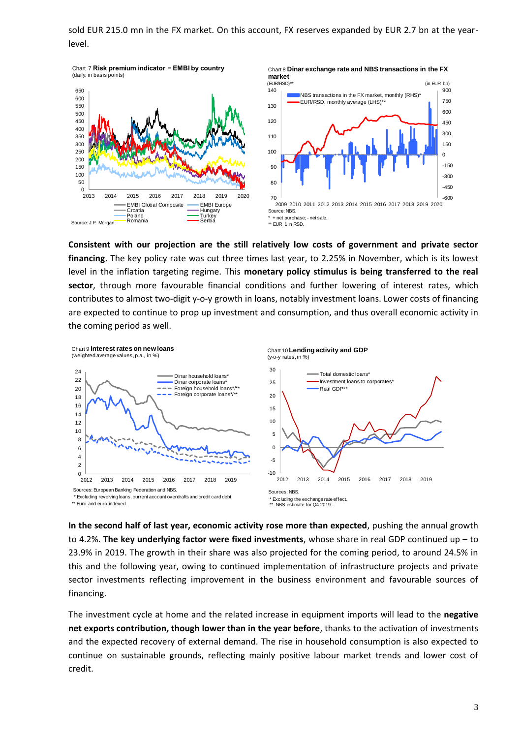sold EUR 215.0 mn in the FX market. On this account, FX reserves expanded by EUR 2.7 bn at the year-level.

Chart 7 **Risk premium indicator – EMBI by country**
(daily, in basis points)

Source: J.P. Morgan.

Chart 8 **Dinar exchange rate and NBS transactions in the FX market**

Source: NBS.
\* + net purchase; - net sale.
\*\* EUR 1 in RSD.

**Consistent with our projection are the still relatively low costs of government and private sector financing**. The key policy rate was cut three times last year, to 2.25% in November, which is its lowest level in the inflation targeting regime. This **monetary policy stimulus is being transferred to the real sector**, through more favourable financial conditions and further lowering of interest rates, which contributes to almost two-digit y-o-y growth in loans, notably investment loans. Lower costs of financing are expected to continue to prop up investment and consumption, and thus overall economic activity in the coming period as well.

Chart 9 **Interest rates on new loans**
(weighted average values, p.a., in %)

Sources: European Banking Federation and NBS.
\* Excluding revolving loans, current account overdrafts and credit card debt.
\*\* Euro and euro-indexed.

Chart 10 **Lending activity and GDP**
(y-o-y rates, in %)

Sources: NBS.
\* Excluding the exchange rate effect.
\*\* NBS estimate for Q4 2019.

**In the second half of last year, economic activity rose more than expected**, pushing the annual growth to 4.2%. **The key underlying factor were fixed investments**, whose share in real GDP continued up – to 23.9% in 2019. The growth in their share was also projected for the coming period, to around 24.5% in this and the following year, owing to continued implementation of infrastructure projects and private sector investments reflecting improvement in the business environment and favourable sources of financing.

The investment cycle at home and the related increase in equipment imports will lead to the **negative net exports contribution, though lower than in the year before**, thanks to the activation of investments and the expected recovery of external demand. The rise in household consumption is also expected to continue on sustainable grounds, reflecting mainly positive labour market trends and lower cost of credit.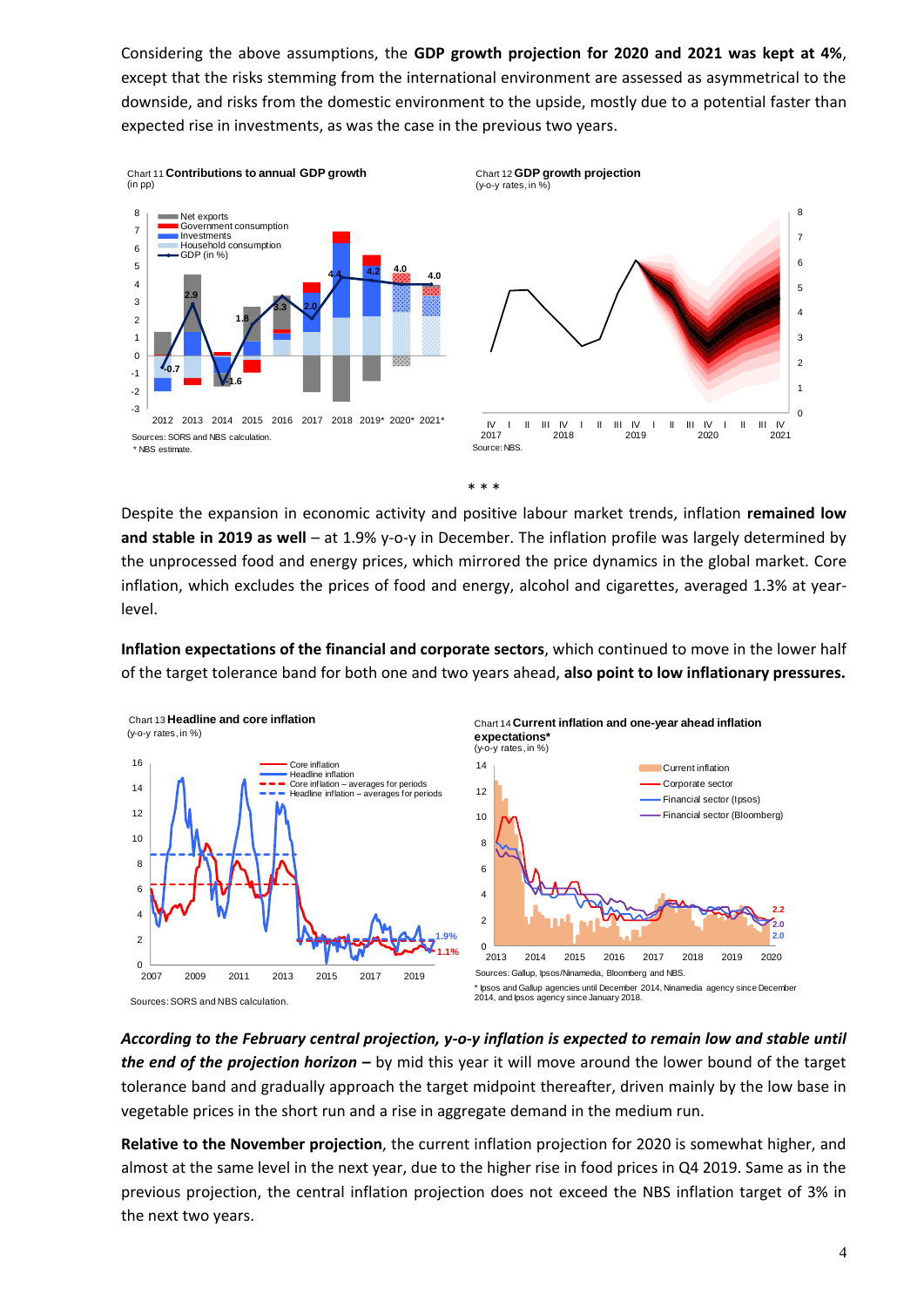Considering the above assumptions, the **GDP growth projection for 2020 and 2021 was kept at 4%**, except that the risks stemming from the international environment are assessed as asymmetrical to the downside, and risks from the domestic environment to the upside, mostly due to a potential faster than expected rise in investments, as was the case in the previous two years.

Chart 11 **Contributions to annual GDP growth**
(in pp)

Sources: SORS and NBS calculation.
* NBS estimate.

Chart 12 **GDP growth projection**
(y-o-y rates, in %)

Source: NBS.

\* \* \*

Despite the expansion in economic activity and positive labour market trends, inflation **remained low and stable in 2019 as well** – at 1.9% y-o-y in December. The inflation profile was largely determined by the unprocessed food and energy prices, which mirrored the price dynamics in the global market. Core inflation, which excludes the prices of food and energy, alcohol and cigarettes, averaged 1.3% at year-level.

**Inflation expectations of the financial and corporate sectors**, which continued to move in the lower half of the target tolerance band for both one and two years ahead, **also point to low inflationary pressures.**

Chart 13 **Headline and core inflation**
(y-o-y rates, in %)

Sources: SORS and NBS calculation.

Chart 14 **Current inflation and one-year ahead inflation expectations***
(y-o-y rates, in %)

Sources: Gallup, Ipsos/Ninamedia, Bloomberg and NBS.
* Ipsos and Gallup agencies until December 2014, Ninamedia agency since December 2014, and Ipsos agency since January 2018.

***According to the February central projection, y-o-y inflation is expected to remain low and stable until the end of the projection horizon –*** by mid this year it will move around the lower bound of the target tolerance band and gradually approach the target midpoint thereafter, driven mainly by the low base in vegetable prices in the short run and a rise in aggregate demand in the medium run.

**Relative to the November projection**, the current inflation projection for 2020 is somewhat higher, and almost at the same level in the next year, due to the higher rise in food prices in Q4 2019. Same as in the previous projection, the central inflation projection does not exceed the NBS inflation target of 3% in the next two years.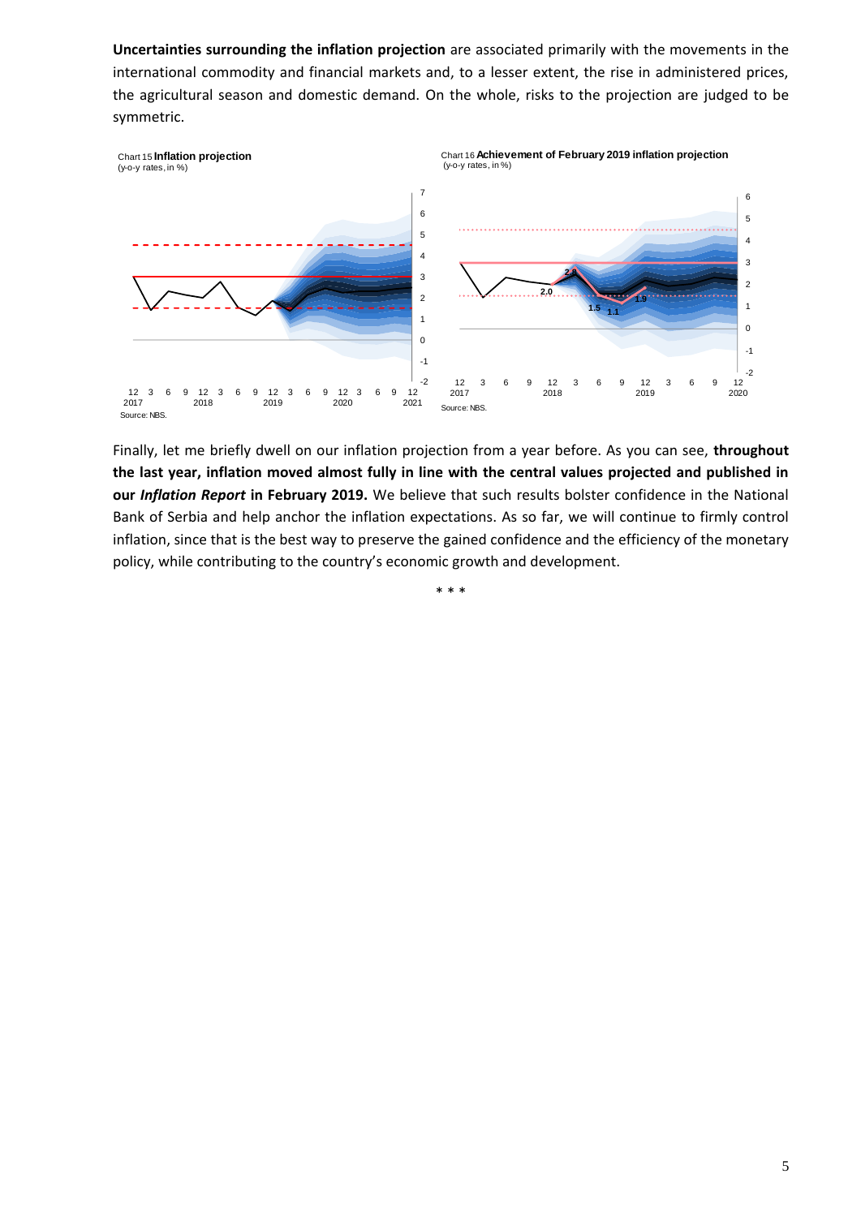**Uncertainties surrounding the inflation projection** are associated primarily with the movements in the international commodity and financial markets and, to a lesser extent, the rise in administered prices, the agricultural season and domestic demand. On the whole, risks to the projection are judged to be symmetric.

Chart 15 **Inflation projection**
(y-o-y rates, in %)

7
6
5
4
3
2
1
0
-1
-2

12 3 6 9 12 3 6 9 12 3 6 9 12 3 6 9 12
2017 2018 2019 2020 2021

Source: NBS.

Chart 16 **Achievement of February 2019 inflation projection**
(y-o-y rates, in %)

6
5
4
3
2
1
0
-1
-2

2.8
2.0
1.5
1.1
1.9

12 3 6 9 12 3 6 9 12 3 6 9 12
2017 2018 2019 2020

Source: NBS.

Finally, let me briefly dwell on our inflation projection from a year before. As you can see, **throughout the last year, inflation moved almost fully in line with the central values projected and published in our *Inflation Report* in February 2019.** We believe that such results bolster confidence in the National Bank of Serbia and help anchor the inflation expectations. As so far, we will continue to firmly control inflation, since that is the best way to preserve the gained confidence and the efficiency of the monetary policy, while contributing to the country's economic growth and development.

\* \* \*